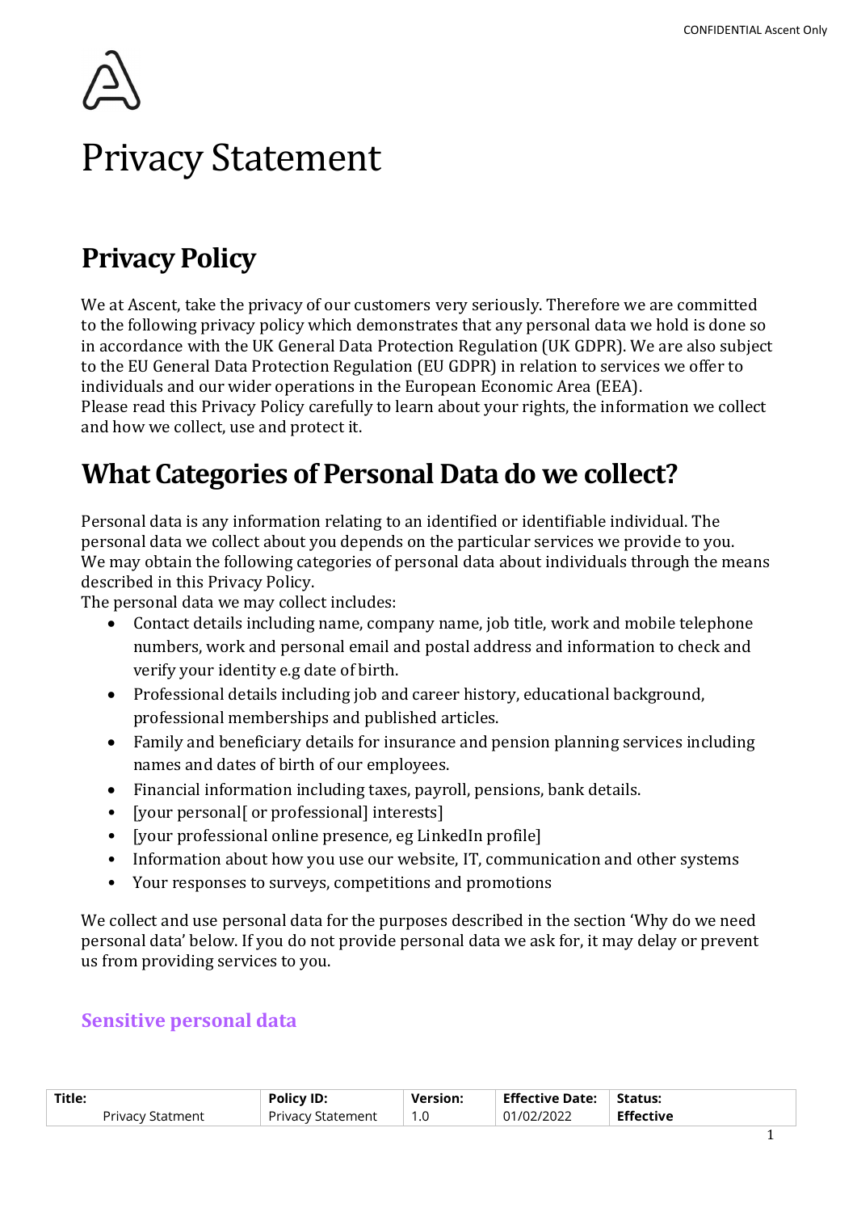# Privacy Statement

## Privacy Policy

We at Ascent, take the privacy of our customers very seriously. Therefore we are committed to the following privacy policy which demonstrates that any personal data we hold is done so in accordance with the UK General Data Protection Regulation (UK GDPR). We are also subject to the EU General Data Protection Regulation (EU GDPR) in relation to services we offer to individuals and our wider operations in the European Economic Area (EEA).
Please read this Privacy Policy carefully to learn about your rights, the information we collect and how we collect, use and protect it.

## What Categories of Personal Data do we collect?

Personal data is any information relating to an identified or identifiable individual. The personal data we collect about you depends on the particular services we provide to you.
We may obtain the following categories of personal data about individuals through the means described in this Privacy Policy.
The personal data we may collect includes:

- Contact details including name, company name, job title, work and mobile telephone numbers, work and personal email and postal address and information to check and verify your identity e.g date of birth.
- Professional details including job and career history, educational background, professional memberships and published articles.
- Family and beneficiary details for insurance and pension planning services including names and dates of birth of our employees.
- Financial information including taxes, payroll, pensions, bank details.
- [your personal[ or professional] interests]
- [your professional online presence, eg LinkedIn profile]
- Information about how you use our website, IT, communication and other systems
- Your responses to surveys, competitions and promotions

We collect and use personal data for the purposes described in the section 'Why do we need personal data' below. If you do not provide personal data we ask for, it may delay or prevent us from providing services to you.

### Sensitive personal data

| Title: | Policy ID: | Version: | Effective Date: | Status: |
|---|---|---|---|---|
| Privacy Statment | Privacy Statement | 1.0 | 01/02/2022 | **Effective** |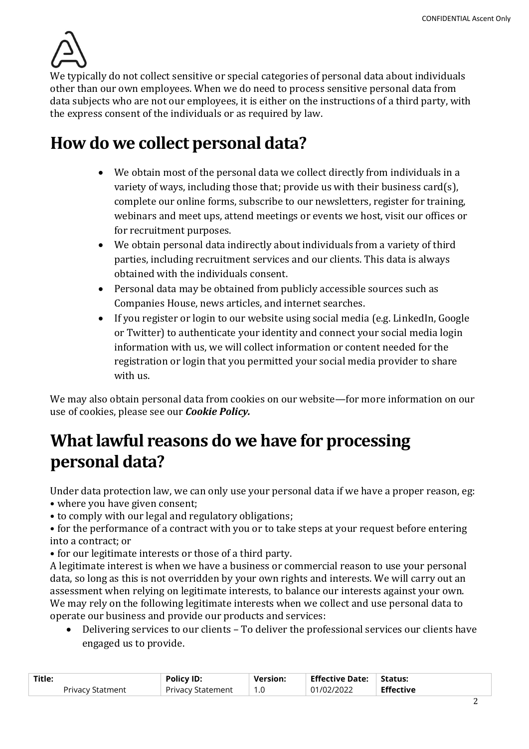We typically do not collect sensitive or special categories of personal data about individuals other than our own employees. When we do need to process sensitive personal data from data subjects who are not our employees, it is either on the instructions of a third party, with the express consent of the individuals or as required by law.

# How do we collect personal data?

- We obtain most of the personal data we collect directly from individuals in a variety of ways, including those that; provide us with their business card(s), complete our online forms, subscribe to our newsletters, register for training, webinars and meet ups, attend meetings or events we host, visit our offices or for recruitment purposes.
- We obtain personal data indirectly about individuals from a variety of third parties, including recruitment services and our clients. This data is always obtained with the individuals consent.
- Personal data may be obtained from publicly accessible sources such as Companies House, news articles, and internet searches.
- If you register or login to our website using social media (e.g. LinkedIn, Google or Twitter) to authenticate your identity and connect your social media login information with us, we will collect information or content needed for the registration or login that you permitted your social media provider to share with us.

We may also obtain personal data from cookies on our website—for more information on our use of cookies, please see our ***Cookie Policy.***

# What lawful reasons do we have for processing personal data?

Under data protection law, we can only use your personal data if we have a proper reason, eg:

- where you have given consent;
- to comply with our legal and regulatory obligations;
- for the performance of a contract with you or to take steps at your request before entering into a contract; or
- for our legitimate interests or those of a third party.

A legitimate interest is when we have a business or commercial reason to use your personal data, so long as this is not overridden by your own rights and interests. We will carry out an assessment when relying on legitimate interests, to balance our interests against your own. We may rely on the following legitimate interests when we collect and use personal data to operate our business and provide our products and services:

- Delivering services to our clients – To deliver the professional services our clients have engaged us to provide.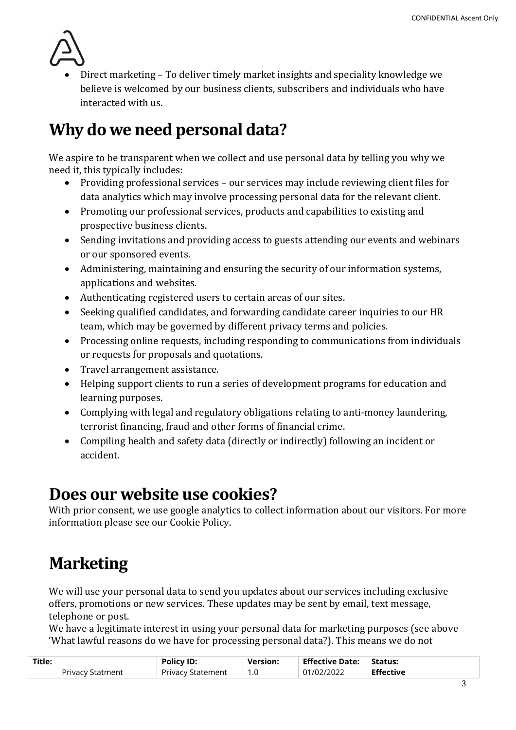- Direct marketing – To deliver timely market insights and speciality knowledge we believe is welcomed by our business clients, subscribers and individuals who have interacted with us.

# Why do we need personal data?

We aspire to be transparent when we collect and use personal data by telling you why we need it, this typically includes:

- Providing professional services – our services may include reviewing client files for data analytics which may involve processing personal data for the relevant client.
- Promoting our professional services, products and capabilities to existing and prospective business clients.
- Sending invitations and providing access to guests attending our events and webinars or our sponsored events.
- Administering, maintaining and ensuring the security of our information systems, applications and websites.
- Authenticating registered users to certain areas of our sites.
- Seeking qualified candidates, and forwarding candidate career inquiries to our HR team, which may be governed by different privacy terms and policies.
- Processing online requests, including responding to communications from individuals or requests for proposals and quotations.
- Travel arrangement assistance.
- Helping support clients to run a series of development programs for education and learning purposes.
- Complying with legal and regulatory obligations relating to anti-money laundering, terrorist financing, fraud and other forms of financial crime.
- Compiling health and safety data (directly or indirectly) following an incident or accident.

# Does our website use cookies?

With prior consent, we use google analytics to collect information about our visitors. For more information please see our Cookie Policy.

# Marketing

We will use your personal data to send you updates about our services including exclusive offers, promotions or new services. These updates may be sent by email, text message, telephone or post.

We have a legitimate interest in using your personal data for marketing purposes (see above 'What lawful reasons do we have for processing personal data?). This means we do not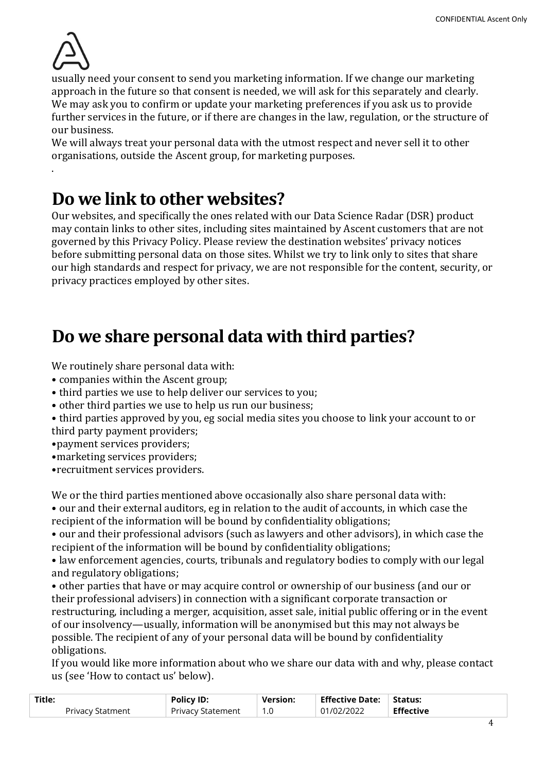usually need your consent to send you marketing information. If we change our marketing approach in the future so that consent is needed, we will ask for this separately and clearly. We may ask you to confirm or update your marketing preferences if you ask us to provide further services in the future, or if there are changes in the law, regulation, or the structure of our business.
We will always treat your personal data with the utmost respect and never sell it to other organisations, outside the Ascent group, for marketing purposes.
.

# Do we link to other websites?

Our websites, and specifically the ones related with our Data Science Radar (DSR) product may contain links to other sites, including sites maintained by Ascent customers that are not governed by this Privacy Policy. Please review the destination websites' privacy notices before submitting personal data on those sites. Whilst we try to link only to sites that share our high standards and respect for privacy, we are not responsible for the content, security, or privacy practices employed by other sites.

# Do we share personal data with third parties?

We routinely share personal data with:

- companies within the Ascent group;
- third parties we use to help deliver our services to you;
- other third parties we use to help us run our business;
- third parties approved by you, eg social media sites you choose to link your account to or third party payment providers;
- payment services providers;
- marketing services providers;
- recruitment services providers.

We or the third parties mentioned above occasionally also share personal data with:

- our and their external auditors, eg in relation to the audit of accounts, in which case the recipient of the information will be bound by confidentiality obligations;
- our and their professional advisors (such as lawyers and other advisors), in which case the recipient of the information will be bound by confidentiality obligations;
- law enforcement agencies, courts, tribunals and regulatory bodies to comply with our legal and regulatory obligations;
- other parties that have or may acquire control or ownership of our business (and our or their professional advisers) in connection with a significant corporate transaction or restructuring, including a merger, acquisition, asset sale, initial public offering or in the event of our insolvency—usually, information will be anonymised but this may not always be possible. The recipient of any of your personal data will be bound by confidentiality obligations.

If you would like more information about who we share our data with and why, please contact us (see 'How to contact us' below).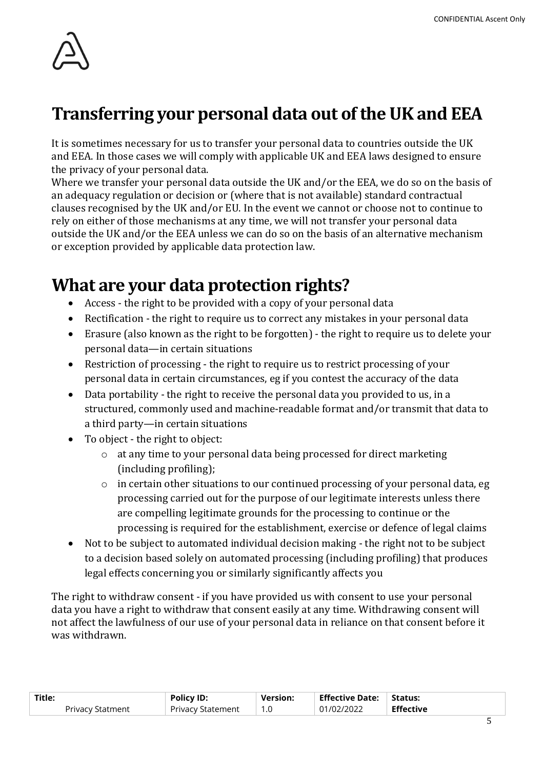# Transferring your personal data out of the UK and EEA

It is sometimes necessary for us to transfer your personal data to countries outside the UK and EEA. In those cases we will comply with applicable UK and EEA laws designed to ensure the privacy of your personal data.

Where we transfer your personal data outside the UK and/or the EEA, we do so on the basis of an adequacy regulation or decision or (where that is not available) standard contractual clauses recognised by the UK and/or EU. In the event we cannot or choose not to continue to rely on either of those mechanisms at any time, we will not transfer your personal data outside the UK and/or the EEA unless we can do so on the basis of an alternative mechanism or exception provided by applicable data protection law.

# What are your data protection rights?

- Access - the right to be provided with a copy of your personal data
- Rectification - the right to require us to correct any mistakes in your personal data
- Erasure (also known as the right to be forgotten) - the right to require us to delete your personal data—in certain situations
- Restriction of processing - the right to require us to restrict processing of your personal data in certain circumstances, eg if you contest the accuracy of the data
- Data portability - the right to receive the personal data you provided to us, in a structured, commonly used and machine-readable format and/or transmit that data to a third party—in certain situations
- To object - the right to object:
  - at any time to your personal data being processed for direct marketing (including profiling);
  - in certain other situations to our continued processing of your personal data, eg processing carried out for the purpose of our legitimate interests unless there are compelling legitimate grounds for the processing to continue or the processing is required for the establishment, exercise or defence of legal claims
- Not to be subject to automated individual decision making - the right not to be subject to a decision based solely on automated processing (including profiling) that produces legal effects concerning you or similarly significantly affects you

The right to withdraw consent - if you have provided us with consent to use your personal data you have a right to withdraw that consent easily at any time. Withdrawing consent will not affect the lawfulness of our use of your personal data in reliance on that consent before it was withdrawn.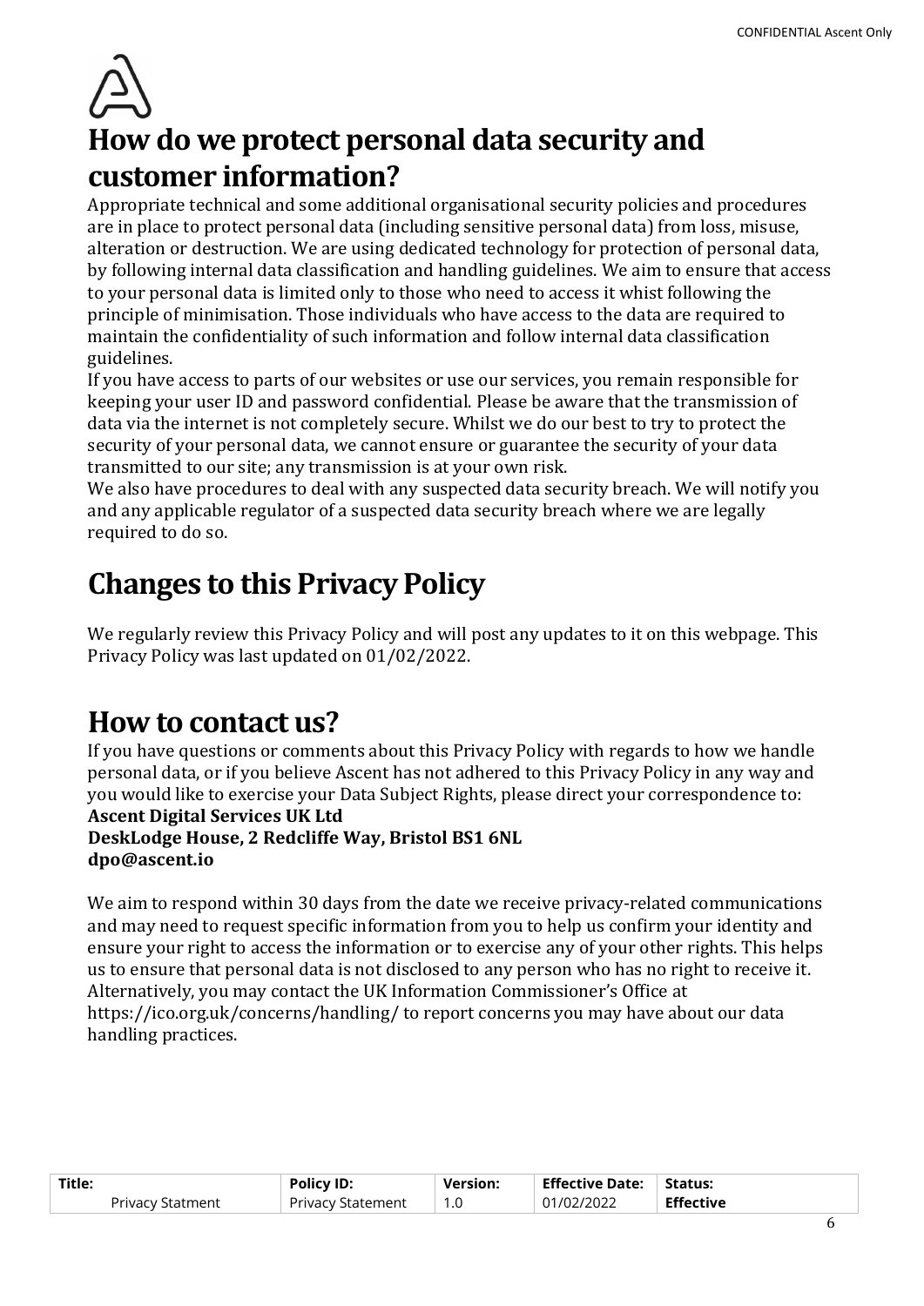# How do we protect personal data security and customer information?

Appropriate technical and some additional organisational security policies and procedures are in place to protect personal data (including sensitive personal data) from loss, misuse, alteration or destruction. We are using dedicated technology for protection of personal data, by following internal data classification and handling guidelines. We aim to ensure that access to your personal data is limited only to those who need to access it whist following the principle of minimisation. Those individuals who have access to the data are required to maintain the confidentiality of such information and follow internal data classification guidelines.

If you have access to parts of our websites or use our services, you remain responsible for keeping your user ID and password confidential. Please be aware that the transmission of data via the internet is not completely secure. Whilst we do our best to try to protect the security of your personal data, we cannot ensure or guarantee the security of your data transmitted to our site; any transmission is at your own risk.

We also have procedures to deal with any suspected data security breach. We will notify you and any applicable regulator of a suspected data security breach where we are legally required to do so.

# Changes to this Privacy Policy

We regularly review this Privacy Policy and will post any updates to it on this webpage. This Privacy Policy was last updated on 01/02/2022.

# How to contact us?

If you have questions or comments about this Privacy Policy with regards to how we handle personal data, or if you believe Ascent has not adhered to this Privacy Policy in any way and you would like to exercise your Data Subject Rights, please direct your correspondence to:

**Ascent Digital Services UK Ltd**
**DeskLodge House, 2 Redcliffe Way, Bristol BS1 6NL**
**dpo@ascent.io**

We aim to respond within 30 days from the date we receive privacy-related communications and may need to request specific information from you to help us confirm your identity and ensure your right to access the information or to exercise any of your other rights. This helps us to ensure that personal data is not disclosed to any person who has no right to receive it. Alternatively, you may contact the UK Information Commissioner's Office at https://ico.org.uk/concerns/handling/ to report concerns you may have about our data handling practices.